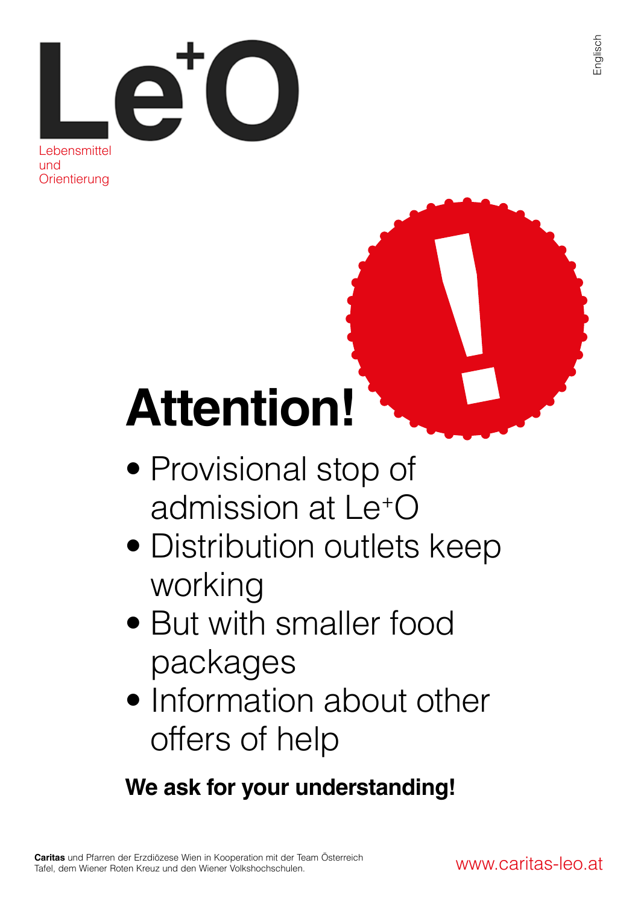Le+O

Lebensmittel
und
Orientierung

Englisch

# Attention!

- Provisional stop of admission at Le+O
- Distribution outlets keep working
- But with smaller food packages
- Information about other offers of help

**We ask for your understanding!**

**Caritas** und Pfarren der Erzdiözese Wien in Kooperation mit der Team Österreich Tafel, dem Wiener Roten Kreuz und den Wiener Volkshochschulen.

www.caritas-leo.at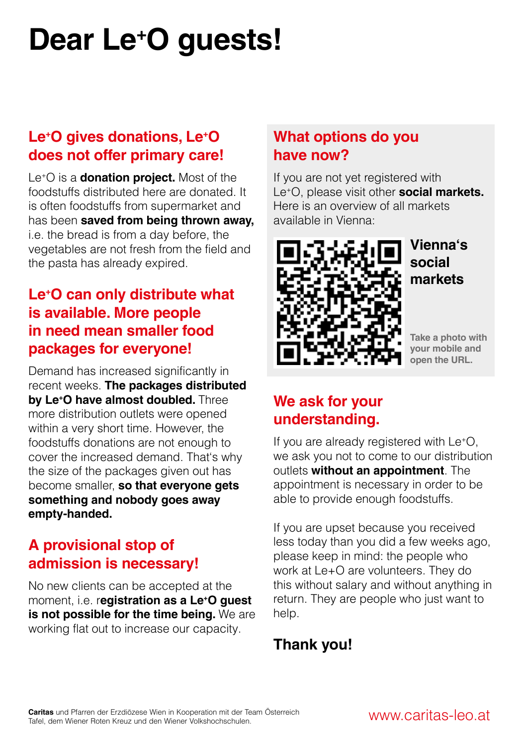# Dear Le+O guests!

## Le+O gives donations, Le+O does not offer primary care!

Le+O is a **donation project.** Most of the foodstuffs distributed here are donated. It is often foodstuffs from supermarket and has been **saved from being thrown away,** i.e. the bread is from a day before, the vegetables are not fresh from the field and the pasta has already expired.

## Le+O can only distribute what is available. More people in need mean smaller food packages for everyone!

Demand has increased significantly in recent weeks. **The packages distributed by Le+O have almost doubled.** Three more distribution outlets were opened within a very short time. However, the foodstuffs donations are not enough to cover the increased demand. That's why the size of the packages given out has become smaller, **so that everyone gets something and nobody goes away empty-handed.**

## A provisional stop of admission is necessary!

No new clients can be accepted at the moment, i.e. r**egistration as a Le+O guest is not possible for the time being.** We are working flat out to increase our capacity.

## What options do you have now?

If you are not yet registered with Le+O, please visit other **social markets.** Here is an overview of all markets available in Vienna:

**Vienna's social markets**

**Take a photo with your mobile and open the URL.**

## We ask for your understanding.

If you are already registered with Le+O, we ask you not to come to our distribution outlets **without an appointment**. The appointment is necessary in order to be able to provide enough foodstuffs.

If you are upset because you received less today than you did a few weeks ago, please keep in mind: the people who work at Le+O are volunteers. They do this without salary and without anything in return. They are people who just want to help.

**Thank you!**

**Caritas** und Pfarren der Erzdiözese Wien in Kooperation mit der Team Österreich Tafel, dem Wiener Roten Kreuz und den Wiener Volkshochschulen.

www.caritas-leo.at